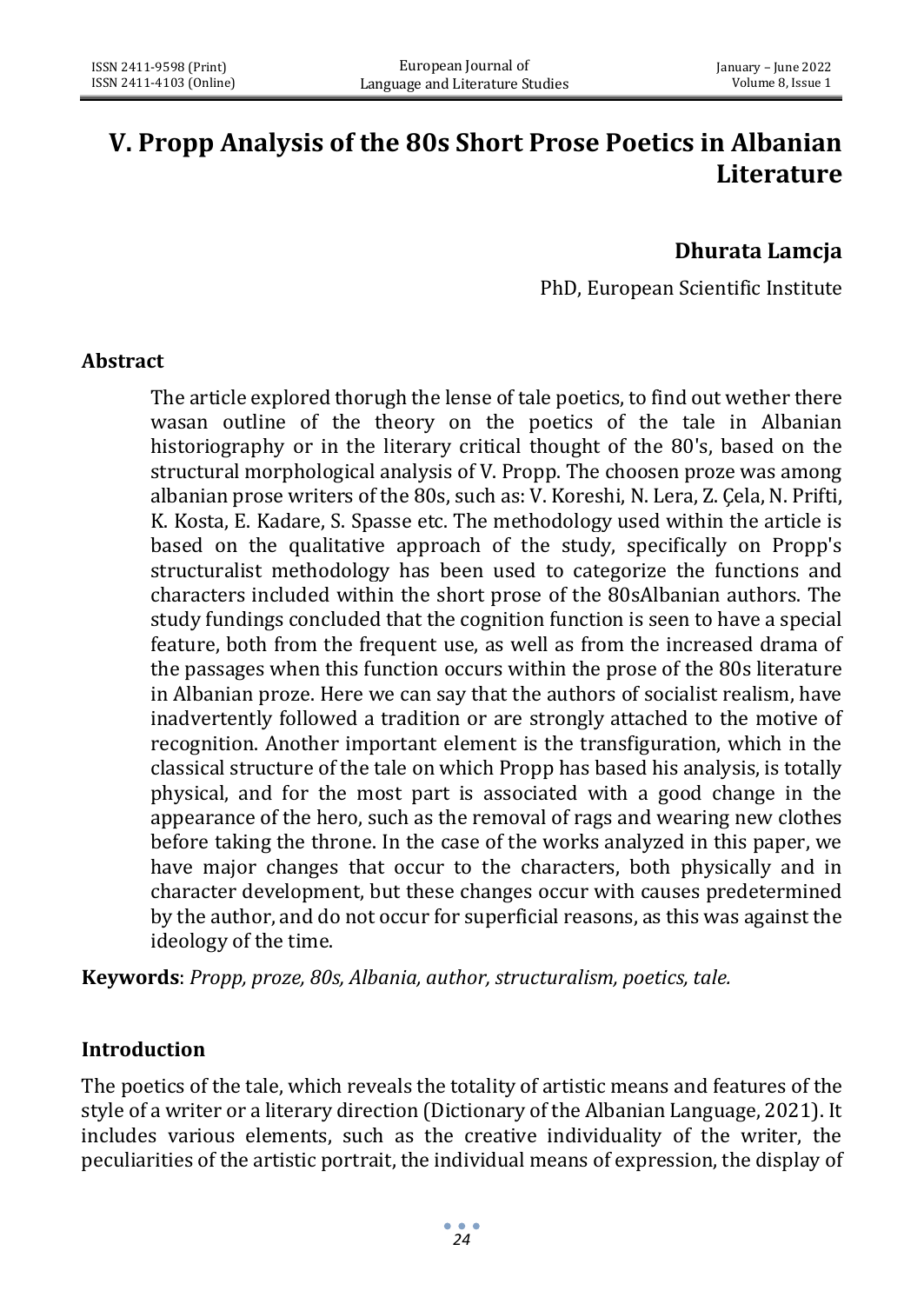# V. Propp Analysis of the 80s Short Prose Poetics in Albanian Literature

**Dhurata Lamcja**

PhD, European Scientific Institute

## Abstract

The article explored thorugh the lense of tale poetics, to find out wether there wasan outline of the theory on the poetics of the tale in Albanian historiography or in the literary critical thought of the 80's, based on the structural morphological analysis of V. Propp. The choosen proze was among albanian prose writers of the 80s, such as: V. Koreshi, N. Lera, Z. Çela, N. Prifti, K. Kosta, E. Kadare, S. Spasse etc. The methodology used within the article is based on the qualitative approach of the study, specifically on Propp's structuralist methodology has been used to categorize the functions and characters included within the short prose of the 80sAlbanian authors. The study fundings concluded that the cognition function is seen to have a special feature, both from the frequent use, as well as from the increased drama of the passages when this function occurs within the prose of the 80s literature in Albanian proze. Here we can say that the authors of socialist realism, have inadvertently followed a tradition or are strongly attached to the motive of recognition. Another important element is the transfiguration, which in the classical structure of the tale on which Propp has based his analysis, is totally physical, and for the most part is associated with a good change in the appearance of the hero, such as the removal of rags and wearing new clothes before taking the throne. In the case of the works analyzed in this paper, we have major changes that occur to the characters, both physically and in character development, but these changes occur with causes predetermined by the author, and do not occur for superficial reasons, as this was against the ideology of the time.

**Keywords**: *Propp, proze, 80s, Albania, author, structuralism, poetics, tale.*

## Introduction

The poetics of the tale, which reveals the totality of artistic means and features of the style of a writer or a literary direction (Dictionary of the Albanian Language, 2021). It includes various elements, such as the creative individuality of the writer, the peculiarities of the artistic portrait, the individual means of expression, the display of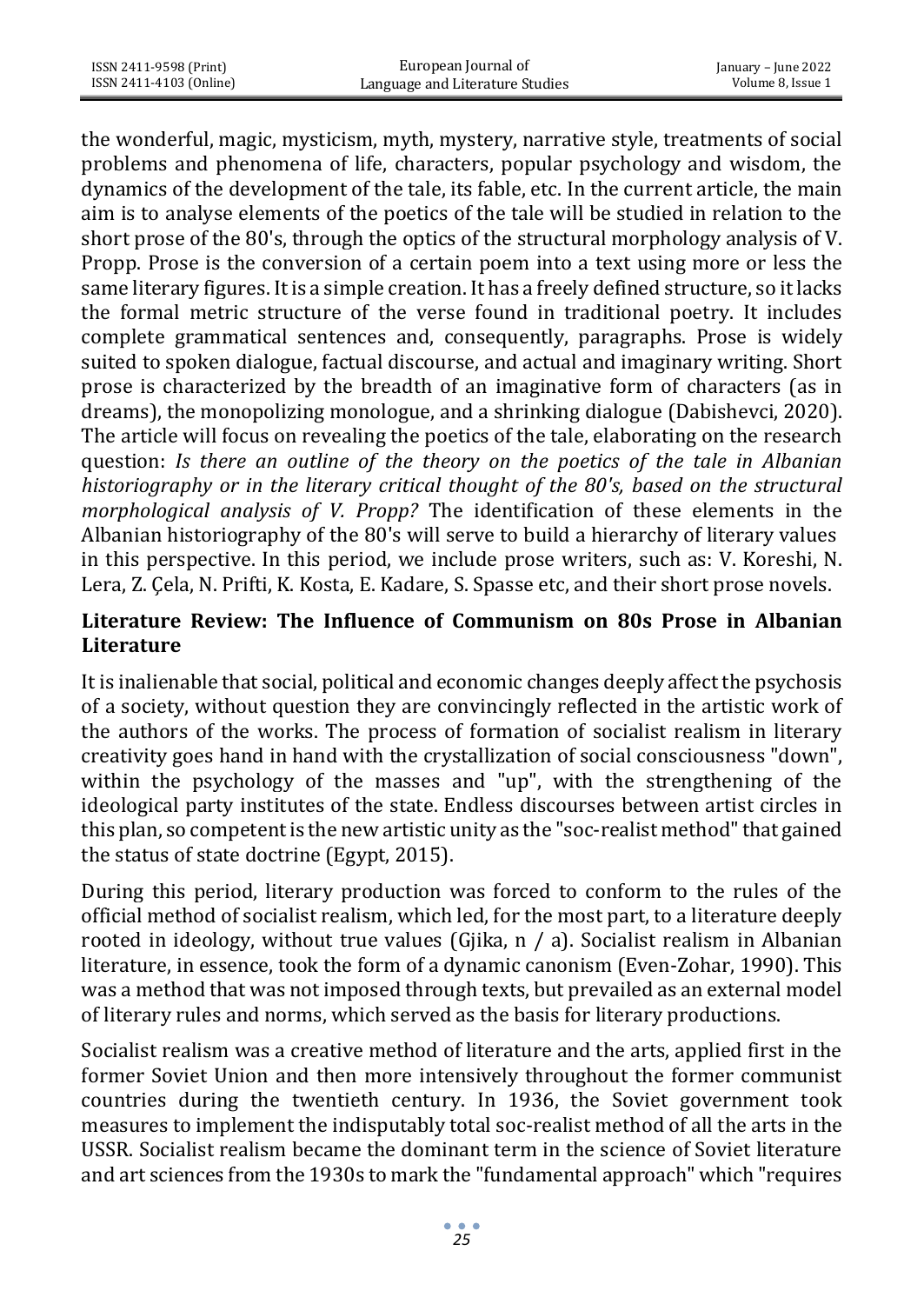the wonderful, magic, mysticism, myth, mystery, narrative style, treatments of social problems and phenomena of life, characters, popular psychology and wisdom, the dynamics of the development of the tale, its fable, etc. In the current article, the main aim is to analyse elements of the poetics of the tale will be studied in relation to the short prose of the 80's, through the optics of the structural morphology analysis of V. Propp. Prose is the conversion of a certain poem into a text using more or less the same literary figures. It is a simple creation. It has a freely defined structure, so it lacks the formal metric structure of the verse found in traditional poetry. It includes complete grammatical sentences and, consequently, paragraphs. Prose is widely suited to spoken dialogue, factual discourse, and actual and imaginary writing. Short prose is characterized by the breadth of an imaginative form of characters (as in dreams), the monopolizing monologue, and a shrinking dialogue (Dabishevci, 2020). The article will focus on revealing the poetics of the tale, elaborating on the research question: *Is there an outline of the theory on the poetics of the tale in Albanian historiography or in the literary critical thought of the 80's, based on the structural morphological analysis of V. Propp?* The identification of these elements in the Albanian historiography of the 80's will serve to build a hierarchy of literary values in this perspective. In this period, we include prose writers, such as: V. Koreshi, N. Lera, Z. Çela, N. Prifti, K. Kosta, E. Kadare, S. Spasse etc, and their short prose novels.

## Literature Review: The Influence of Communism on 80s Prose in Albanian Literature

It is inalienable that social, political and economic changes deeply affect the psychosis of a society, without question they are convincingly reflected in the artistic work of the authors of the works. The process of formation of socialist realism in literary creativity goes hand in hand with the crystallization of social consciousness "down", within the psychology of the masses and "up", with the strengthening of the ideological party institutes of the state. Endless discourses between artist circles in this plan, so competent is the new artistic unity as the "soc-realist method" that gained the status of state doctrine (Egypt, 2015).

During this period, literary production was forced to conform to the rules of the official method of socialist realism, which led, for the most part, to a literature deeply rooted in ideology, without true values (Gjika, n / a). Socialist realism in Albanian literature, in essence, took the form of a dynamic canonism (Even-Zohar, 1990). This was a method that was not imposed through texts, but prevailed as an external model of literary rules and norms, which served as the basis for literary productions.

Socialist realism was a creative method of literature and the arts, applied first in the former Soviet Union and then more intensively throughout the former communist countries during the twentieth century. In 1936, the Soviet government took measures to implement the indisputably total soc-realist method of all the arts in the USSR. Socialist realism became the dominant term in the science of Soviet literature and art sciences from the 1930s to mark the "fundamental approach" which "requires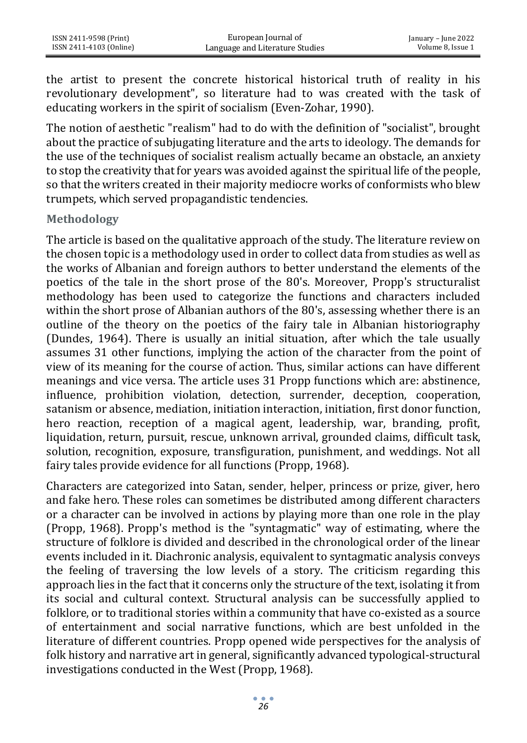the artist to present the concrete historical historical truth of reality in his revolutionary development", so literature had to was created with the task of educating workers in the spirit of socialism (Even-Zohar, 1990).

The notion of aesthetic "realism" had to do with the definition of "socialist", brought about the practice of subjugating literature and the arts to ideology. The demands for the use of the techniques of socialist realism actually became an obstacle, an anxiety to stop the creativity that for years was avoided against the spiritual life of the people, so that the writers created in their majority mediocre works of conformists who blew trumpets, which served propagandistic tendencies.

## Methodology

The article is based on the qualitative approach of the study. The literature review on the chosen topic is a methodology used in order to collect data from studies as well as the works of Albanian and foreign authors to better understand the elements of the poetics of the tale in the short prose of the 80's. Moreover, Propp's structuralist methodology has been used to categorize the functions and characters included within the short prose of Albanian authors of the 80's, assessing whether there is an outline of the theory on the poetics of the fairy tale in Albanian historiography (Dundes, 1964). There is usually an initial situation, after which the tale usually assumes 31 other functions, implying the action of the character from the point of view of its meaning for the course of action. Thus, similar actions can have different meanings and vice versa. The article uses 31 Propp functions which are: abstinence, influence, prohibition violation, detection, surrender, deception, cooperation, satanism or absence, mediation, initiation interaction, initiation, first donor function, hero reaction, reception of a magical agent, leadership, war, branding, profit, liquidation, return, pursuit, rescue, unknown arrival, grounded claims, difficult task, solution, recognition, exposure, transfiguration, punishment, and weddings. Not all fairy tales provide evidence for all functions (Propp, 1968).

Characters are categorized into Satan, sender, helper, princess or prize, giver, hero and fake hero. These roles can sometimes be distributed among different characters or a character can be involved in actions by playing more than one role in the play (Propp, 1968). Propp's method is the "syntagmatic" way of estimating, where the structure of folklore is divided and described in the chronological order of the linear events included in it. Diachronic analysis, equivalent to syntagmatic analysis conveys the feeling of traversing the low levels of a story. The criticism regarding this approach lies in the fact that it concerns only the structure of the text, isolating it from its social and cultural context. Structural analysis can be successfully applied to folklore, or to traditional stories within a community that have co-existed as a source of entertainment and social narrative functions, which are best unfolded in the literature of different countries. Propp opened wide perspectives for the analysis of folk history and narrative art in general, significantly advanced typological-structural investigations conducted in the West (Propp, 1968).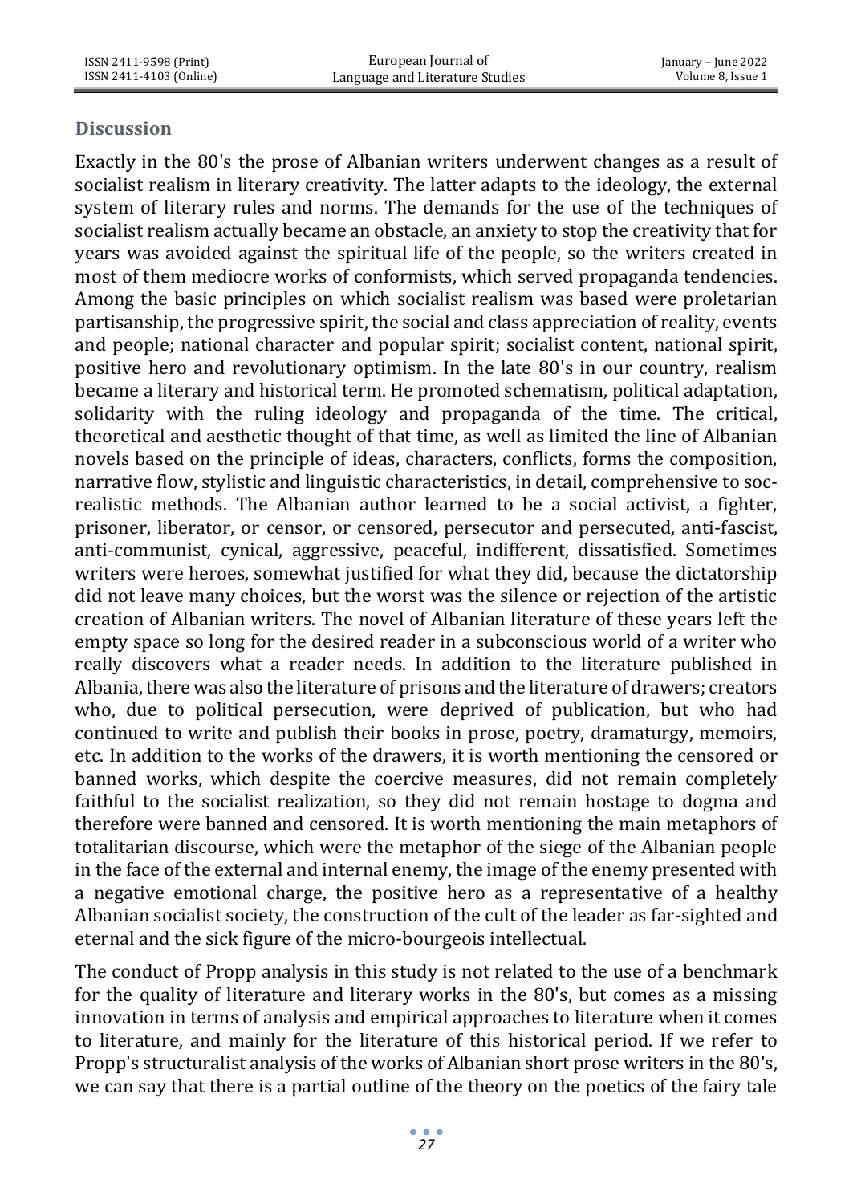## Discussion

Exactly in the 80's the prose of Albanian writers underwent changes as a result of socialist realism in literary creativity. The latter adapts to the ideology, the external system of literary rules and norms. The demands for the use of the techniques of socialist realism actually became an obstacle, an anxiety to stop the creativity that for years was avoided against the spiritual life of the people, so the writers created in most of them mediocre works of conformists, which served propaganda tendencies. Among the basic principles on which socialist realism was based were proletarian partisanship, the progressive spirit, the social and class appreciation of reality, events and people; national character and popular spirit; socialist content, national spirit, positive hero and revolutionary optimism. In the late 80's in our country, realism became a literary and historical term. He promoted schematism, political adaptation, solidarity with the ruling ideology and propaganda of the time. The critical, theoretical and aesthetic thought of that time, as well as limited the line of Albanian novels based on the principle of ideas, characters, conflicts, forms the composition, narrative flow, stylistic and linguistic characteristics, in detail, comprehensive to soc-realistic methods. The Albanian author learned to be a social activist, a fighter, prisoner, liberator, or censor, or censored, persecutor and persecuted, anti-fascist, anti-communist, cynical, aggressive, peaceful, indifferent, dissatisfied. Sometimes writers were heroes, somewhat justified for what they did, because the dictatorship did not leave many choices, but the worst was the silence or rejection of the artistic creation of Albanian writers. The novel of Albanian literature of these years left the empty space so long for the desired reader in a subconscious world of a writer who really discovers what a reader needs. In addition to the literature published in Albania, there was also the literature of prisons and the literature of drawers; creators who, due to political persecution, were deprived of publication, but who had continued to write and publish their books in prose, poetry, dramaturgy, memoirs, etc. In addition to the works of the drawers, it is worth mentioning the censored or banned works, which despite the coercive measures, did not remain completely faithful to the socialist realization, so they did not remain hostage to dogma and therefore were banned and censored. It is worth mentioning the main metaphors of totalitarian discourse, which were the metaphor of the siege of the Albanian people in the face of the external and internal enemy, the image of the enemy presented with a negative emotional charge, the positive hero as a representative of a healthy Albanian socialist society, the construction of the cult of the leader as far-sighted and eternal and the sick figure of the micro-bourgeois intellectual.

The conduct of Propp analysis in this study is not related to the use of a benchmark for the quality of literature and literary works in the 80's, but comes as a missing innovation in terms of analysis and empirical approaches to literature when it comes to literature, and mainly for the literature of this historical period. If we refer to Propp's structuralist analysis of the works of Albanian short prose writers in the 80's, we can say that there is a partial outline of the theory on the poetics of the fairy tale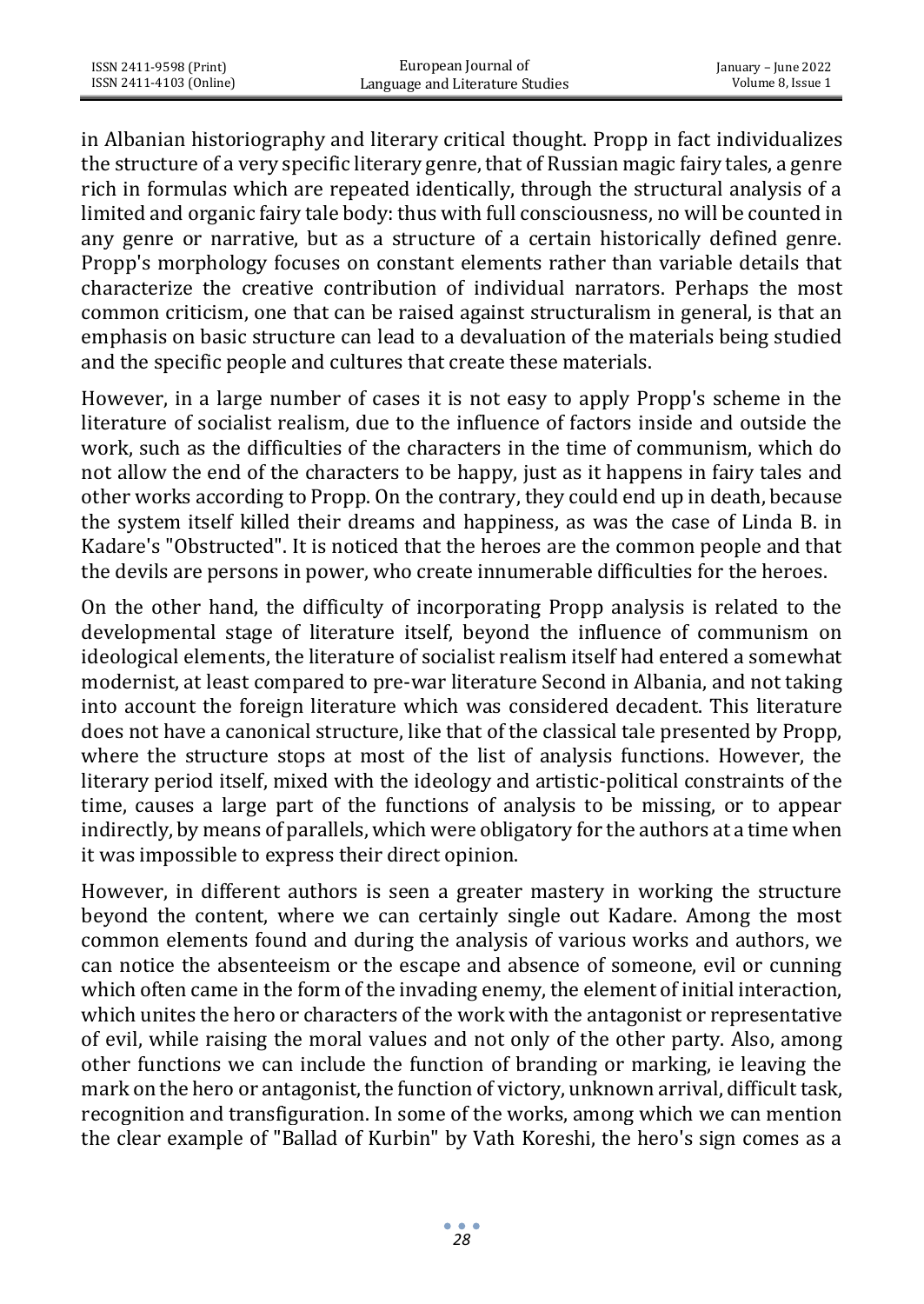in Albanian historiography and literary critical thought. Propp in fact individualizes the structure of a very specific literary genre, that of Russian magic fairy tales, a genre rich in formulas which are repeated identically, through the structural analysis of a limited and organic fairy tale body: thus with full consciousness, no will be counted in any genre or narrative, but as a structure of a certain historically defined genre. Propp's morphology focuses on constant elements rather than variable details that characterize the creative contribution of individual narrators. Perhaps the most common criticism, one that can be raised against structuralism in general, is that an emphasis on basic structure can lead to a devaluation of the materials being studied and the specific people and cultures that create these materials.

However, in a large number of cases it is not easy to apply Propp's scheme in the literature of socialist realism, due to the influence of factors inside and outside the work, such as the difficulties of the characters in the time of communism, which do not allow the end of the characters to be happy, just as it happens in fairy tales and other works according to Propp. On the contrary, they could end up in death, because the system itself killed their dreams and happiness, as was the case of Linda B. in Kadare's "Obstructed". It is noticed that the heroes are the common people and that the devils are persons in power, who create innumerable difficulties for the heroes.

On the other hand, the difficulty of incorporating Propp analysis is related to the developmental stage of literature itself, beyond the influence of communism on ideological elements, the literature of socialist realism itself had entered a somewhat modernist, at least compared to pre-war literature Second in Albania, and not taking into account the foreign literature which was considered decadent. This literature does not have a canonical structure, like that of the classical tale presented by Propp, where the structure stops at most of the list of analysis functions. However, the literary period itself, mixed with the ideology and artistic-political constraints of the time, causes a large part of the functions of analysis to be missing, or to appear indirectly, by means of parallels, which were obligatory for the authors at a time when it was impossible to express their direct opinion.

However, in different authors is seen a greater mastery in working the structure beyond the content, where we can certainly single out Kadare. Among the most common elements found and during the analysis of various works and authors, we can notice the absenteeism or the escape and absence of someone, evil or cunning which often came in the form of the invading enemy, the element of initial interaction, which unites the hero or characters of the work with the antagonist or representative of evil, while raising the moral values and not only of the other party. Also, among other functions we can include the function of branding or marking, ie leaving the mark on the hero or antagonist, the function of victory, unknown arrival, difficult task, recognition and transfiguration. In some of the works, among which we can mention the clear example of "Ballad of Kurbin" by Vath Koreshi, the hero's sign comes as a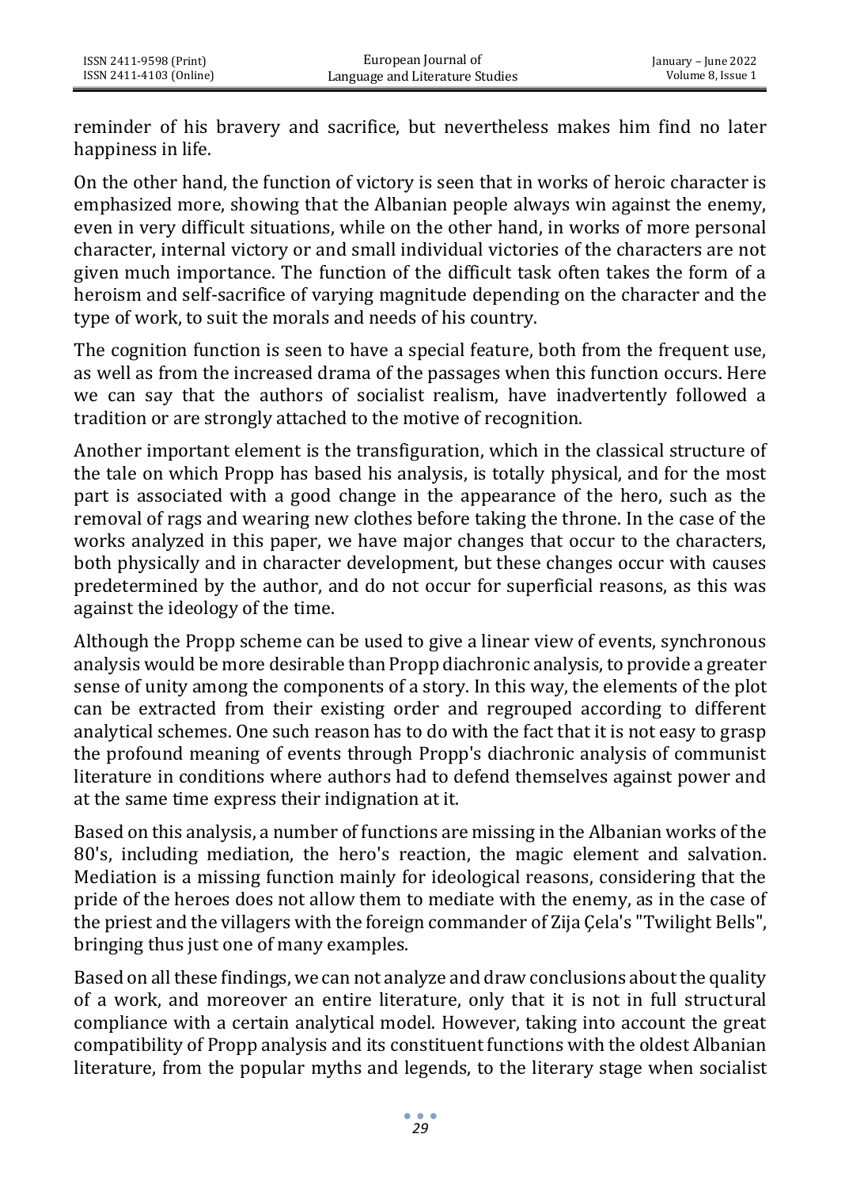reminder of his bravery and sacrifice, but nevertheless makes him find no later happiness in life.

On the other hand, the function of victory is seen that in works of heroic character is emphasized more, showing that the Albanian people always win against the enemy, even in very difficult situations, while on the other hand, in works of more personal character, internal victory or and small individual victories of the characters are not given much importance. The function of the difficult task often takes the form of a heroism and self-sacrifice of varying magnitude depending on the character and the type of work, to suit the morals and needs of his country.

The cognition function is seen to have a special feature, both from the frequent use, as well as from the increased drama of the passages when this function occurs. Here we can say that the authors of socialist realism, have inadvertently followed a tradition or are strongly attached to the motive of recognition.

Another important element is the transfiguration, which in the classical structure of the tale on which Propp has based his analysis, is totally physical, and for the most part is associated with a good change in the appearance of the hero, such as the removal of rags and wearing new clothes before taking the throne. In the case of the works analyzed in this paper, we have major changes that occur to the characters, both physically and in character development, but these changes occur with causes predetermined by the author, and do not occur for superficial reasons, as this was against the ideology of the time.

Although the Propp scheme can be used to give a linear view of events, synchronous analysis would be more desirable than Propp diachronic analysis, to provide a greater sense of unity among the components of a story. In this way, the elements of the plot can be extracted from their existing order and regrouped according to different analytical schemes. One such reason has to do with the fact that it is not easy to grasp the profound meaning of events through Propp's diachronic analysis of communist literature in conditions where authors had to defend themselves against power and at the same time express their indignation at it.

Based on this analysis, a number of functions are missing in the Albanian works of the 80's, including mediation, the hero's reaction, the magic element and salvation. Mediation is a missing function mainly for ideological reasons, considering that the pride of the heroes does not allow them to mediate with the enemy, as in the case of the priest and the villagers with the foreign commander of Zija Çela's "Twilight Bells", bringing thus just one of many examples.

Based on all these findings, we can not analyze and draw conclusions about the quality of a work, and moreover an entire literature, only that it is not in full structural compliance with a certain analytical model. However, taking into account the great compatibility of Propp analysis and its constituent functions with the oldest Albanian literature, from the popular myths and legends, to the literary stage when socialist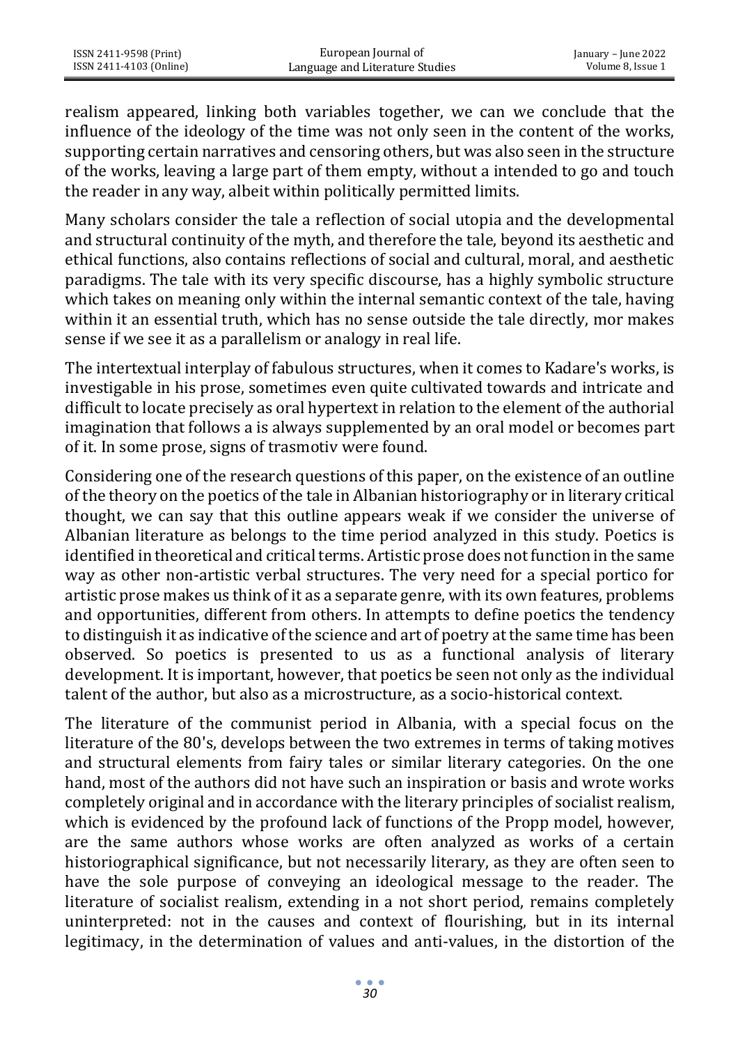realism appeared, linking both variables together, we can we conclude that the influence of the ideology of the time was not only seen in the content of the works, supporting certain narratives and censoring others, but was also seen in the structure of the works, leaving a large part of them empty, without a intended to go and touch the reader in any way, albeit within politically permitted limits.

Many scholars consider the tale a reflection of social utopia and the developmental and structural continuity of the myth, and therefore the tale, beyond its aesthetic and ethical functions, also contains reflections of social and cultural, moral, and aesthetic paradigms. The tale with its very specific discourse, has a highly symbolic structure which takes on meaning only within the internal semantic context of the tale, having within it an essential truth, which has no sense outside the tale directly, mor makes sense if we see it as a parallelism or analogy in real life.

The intertextual interplay of fabulous structures, when it comes to Kadare's works, is investigable in his prose, sometimes even quite cultivated towards and intricate and difficult to locate precisely as oral hypertext in relation to the element of the authorial imagination that follows a is always supplemented by an oral model or becomes part of it. In some prose, signs of trasmotiv were found.

Considering one of the research questions of this paper, on the existence of an outline of the theory on the poetics of the tale in Albanian historiography or in literary critical thought, we can say that this outline appears weak if we consider the universe of Albanian literature as belongs to the time period analyzed in this study. Poetics is identified in theoretical and critical terms. Artistic prose does not function in the same way as other non-artistic verbal structures. The very need for a special portico for artistic prose makes us think of it as a separate genre, with its own features, problems and opportunities, different from others. In attempts to define poetics the tendency to distinguish it as indicative of the science and art of poetry at the same time has been observed. So poetics is presented to us as a functional analysis of literary development. It is important, however, that poetics be seen not only as the individual talent of the author, but also as a microstructure, as a socio-historical context.

The literature of the communist period in Albania, with a special focus on the literature of the 80's, develops between the two extremes in terms of taking motives and structural elements from fairy tales or similar literary categories. On the one hand, most of the authors did not have such an inspiration or basis and wrote works completely original and in accordance with the literary principles of socialist realism, which is evidenced by the profound lack of functions of the Propp model, however, are the same authors whose works are often analyzed as works of a certain historiographical significance, but not necessarily literary, as they are often seen to have the sole purpose of conveying an ideological message to the reader. The literature of socialist realism, extending in a not short period, remains completely uninterpreted: not in the causes and context of flourishing, but in its internal legitimacy, in the determination of values and anti-values, in the distortion of the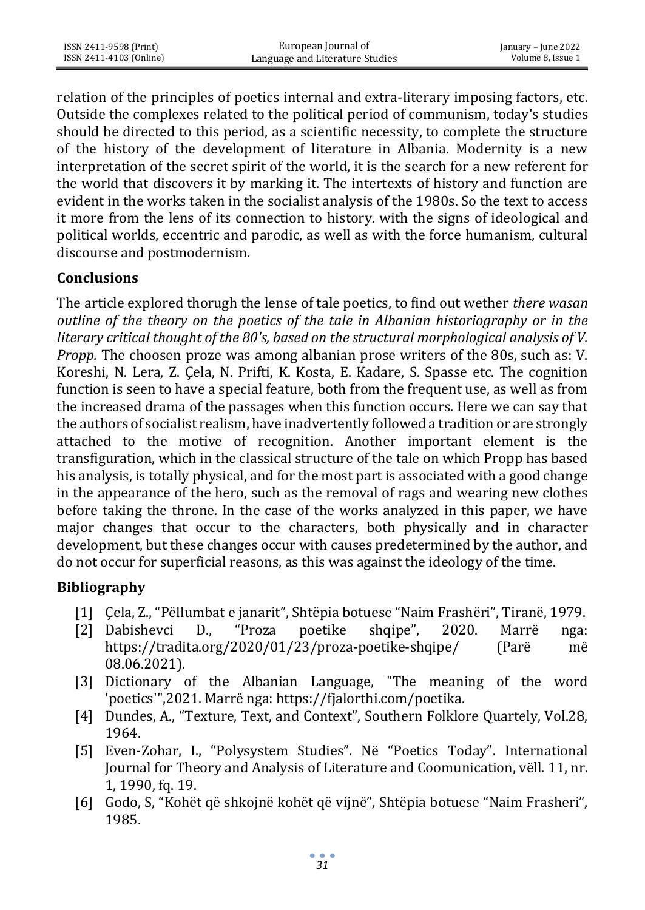relation of the principles of poetics internal and extra-literary imposing factors, etc. Outside the complexes related to the political period of communism, today's studies should be directed to this period, as a scientific necessity, to complete the structure of the history of the development of literature in Albania. Modernity is a new interpretation of the secret spirit of the world, it is the search for a new referent for the world that discovers it by marking it. The intertexts of history and function are evident in the works taken in the socialist analysis of the 1980s. So the text to access it more from the lens of its connection to history. with the signs of ideological and political worlds, eccentric and parodic, as well as with the force humanism, cultural discourse and postmodernism.

## Conclusions

The article explored thorugh the lense of tale poetics, to find out wether *there wasan outline of the theory on the poetics of the tale in Albanian historiography or in the literary critical thought of the 80's, based on the structural morphological analysis of V. Propp.* The choosen proze was among albanian prose writers of the 80s, such as: V. Koreshi, N. Lera, Z. Çela, N. Prifti, K. Kosta, E. Kadare, S. Spasse etc. The cognition function is seen to have a special feature, both from the frequent use, as well as from the increased drama of the passages when this function occurs. Here we can say that the authors of socialist realism, have inadvertently followed a tradition or are strongly attached to the motive of recognition. Another important element is the transfiguration, which in the classical structure of the tale on which Propp has based his analysis, is totally physical, and for the most part is associated with a good change in the appearance of the hero, such as the removal of rags and wearing new clothes before taking the throne. In the case of the works analyzed in this paper, we have major changes that occur to the characters, both physically and in character development, but these changes occur with causes predetermined by the author, and do not occur for superficial reasons, as this was against the ideology of the time.

## Bibliography

[1] Çela, Z., "Pëllumbat e janarit", Shtëpia botuese "Naim Frashëri", Tiranë, 1979.

[2] Dabishevci D., "Proza poetike shqipe", 2020. Marrë nga: https://tradita.org/2020/01/23/proza-poetike-shqipe/ (Parë më 08.06.2021).

[3] Dictionary of the Albanian Language, "The meaning of the word 'poetics'",2021. Marrë nga: https://fjalorthi.com/poetika.

[4] Dundes, A., "Texture, Text, and Context", Southern Folklore Quartely, Vol.28, 1964.

[5] Even-Zohar, I., "Polysystem Studies". Në "Poetics Today". International Journal for Theory and Analysis of Literature and Coomunication, vëll. 11, nr. 1, 1990, fq. 19.

[6] Godo, S, "Kohët që shkojnë kohët që vijnë", Shtëpia botuese "Naim Frasheri", 1985.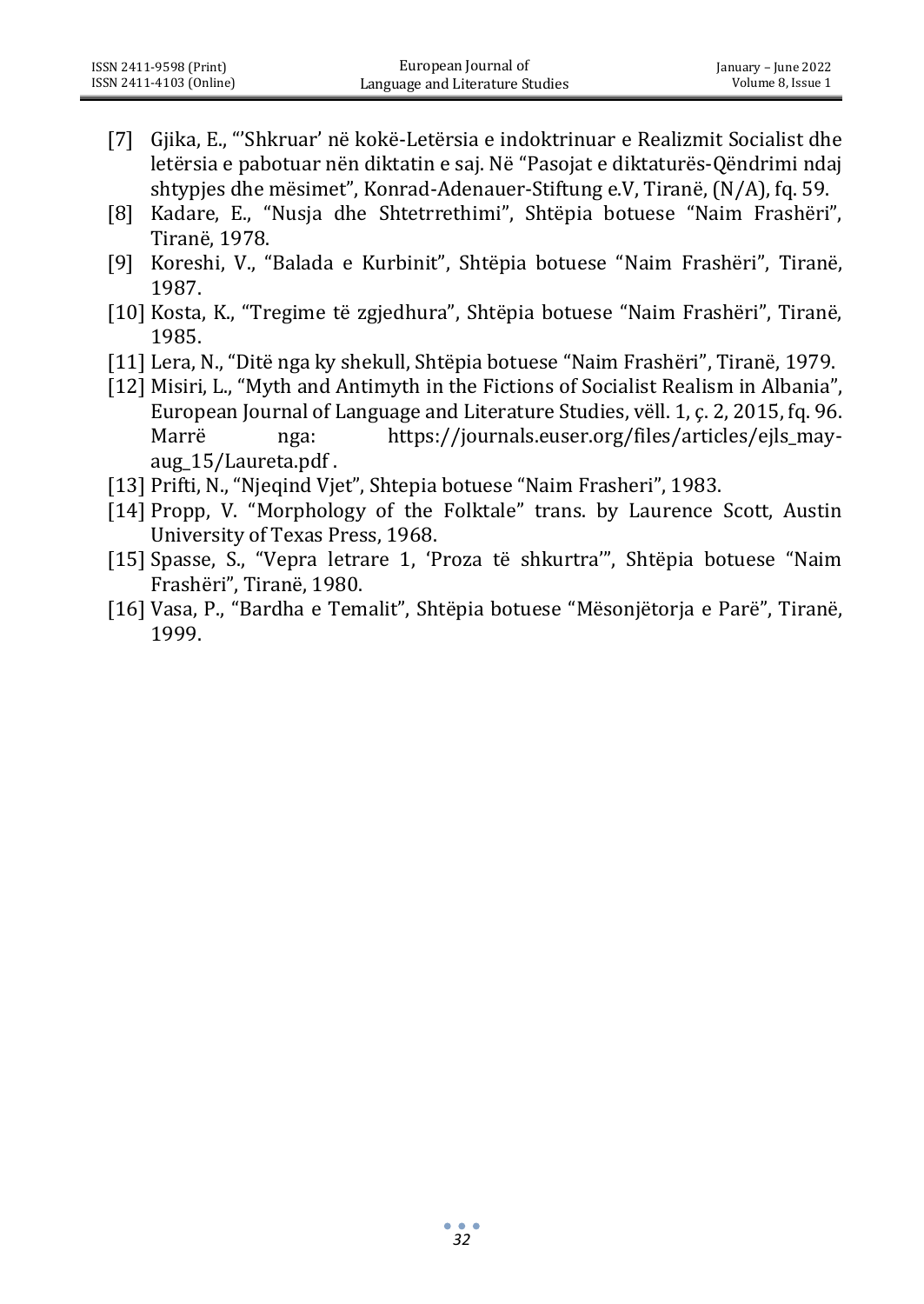[7] Gjika, E., "'Shkruar' në kokë-Letërsia e indoktrinuar e Realizmit Socialist dhe letërsia e pabotuar nën diktatin e saj. Në "Pasojat e diktaturës-Qëndrimi ndaj shtypjes dhe mësimet", Konrad-Adenauer-Stiftung e.V, Tiranë, (N/A), fq. 59.

[8] Kadare, E., "Nusja dhe Shtetrrethimi", Shtëpia botuese "Naim Frashëri", Tiranë, 1978.

[9] Koreshi, V., "Balada e Kurbinit", Shtëpia botuese "Naim Frashëri", Tiranë, 1987.

[10] Kosta, K., "Tregime të zgjedhura", Shtëpia botuese "Naim Frashëri", Tiranë, 1985.

[11] Lera, N., "Ditë nga ky shekull, Shtëpia botuese "Naim Frashëri", Tiranë, 1979.

[12] Misiri, L., "Myth and Antimyth in the Fictions of Socialist Realism in Albania", European Journal of Language and Literature Studies, vëll. 1, ç. 2, 2015, fq. 96. Marrë nga: https://journals.euser.org/files/articles/ejls_may-aug_15/Laureta.pdf .

[13] Prifti, N., "Njeqind Vjet", Shtepia botuese "Naim Frasheri", 1983.

[14] Propp, V. "Morphology of the Folktale" trans. by Laurence Scott, Austin University of Texas Press, 1968.

[15] Spasse, S., "Vepra letrare 1, 'Proza të shkurtra'", Shtëpia botuese "Naim Frashëri", Tiranë, 1980.

[16] Vasa, P., "Bardha e Temalit", Shtëpia botuese "Mësonjëtorja e Parë", Tiranë, 1999.